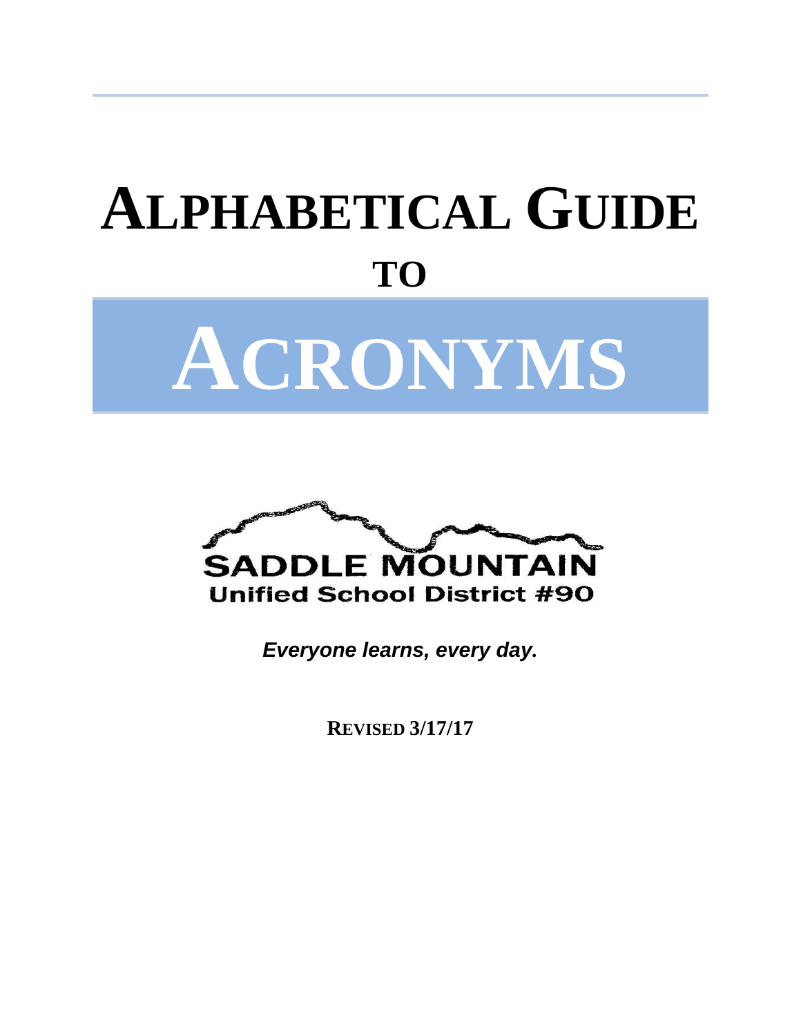# ALPHABETICAL GUIDE

## TO

# ACRONYMS

SADDLE MOUNTAIN

Unified School District #90

***Everyone learns, every day.***

**REVISED 3/17/17**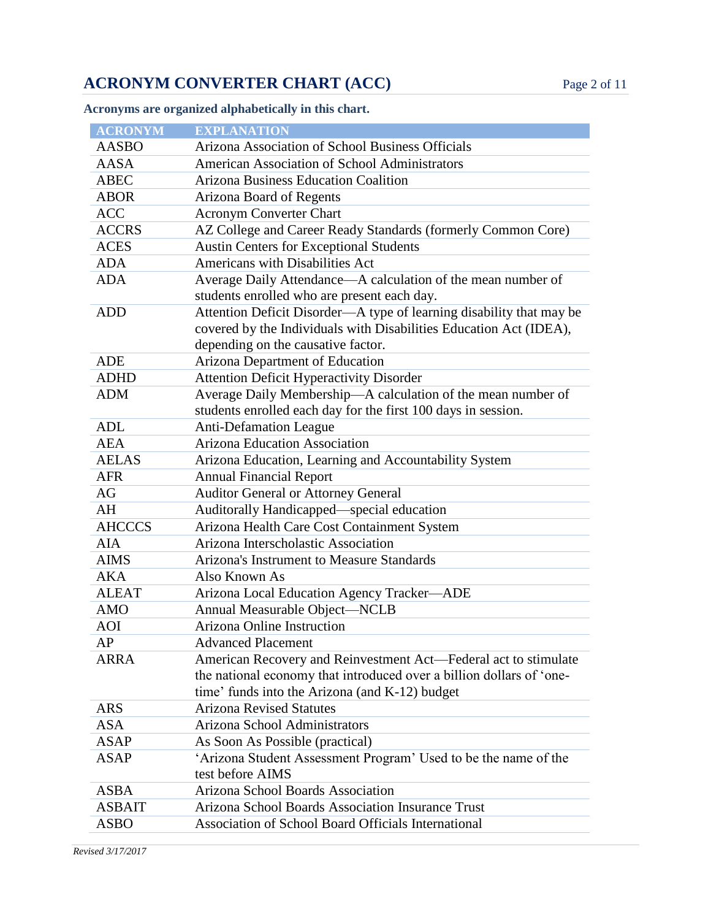# ACRONYM CONVERTER CHART (ACC)

**Acronyms are organized alphabetically in this chart.**

| ACRONYM | EXPLANATION |
| --- | --- |
| AASBO | Arizona Association of School Business Officials |
| AASA | American Association of School Administrators |
| ABEC | Arizona Business Education Coalition |
| ABOR | Arizona Board of Regents |
| ACC | Acronym Converter Chart |
| ACCRS | AZ College and Career Ready Standards (formerly Common Core) |
| ACES | Austin Centers for Exceptional Students |
| ADA | Americans with Disabilities Act |
| ADA | Average Daily Attendance—A calculation of the mean number of students enrolled who are present each day. |
| ADD | Attention Deficit Disorder—A type of learning disability that may be covered by the Individuals with Disabilities Education Act (IDEA), depending on the causative factor. |
| ADE | Arizona Department of Education |
| ADHD | Attention Deficit Hyperactivity Disorder |
| ADM | Average Daily Membership—A calculation of the mean number of students enrolled each day for the first 100 days in session. |
| ADL | Anti-Defamation League |
| AEA | Arizona Education Association |
| AELAS | Arizona Education, Learning and Accountability System |
| AFR | Annual Financial Report |
| AG | Auditor General or Attorney General |
| AH | Auditorally Handicapped—special education |
| AHCCCS | Arizona Health Care Cost Containment System |
| AIA | Arizona Interscholastic Association |
| AIMS | Arizona's Instrument to Measure Standards |
| AKA | Also Known As |
| ALEAT | Arizona Local Education Agency Tracker—ADE |
| AMO | Annual Measurable Object—NCLB |
| AOI | Arizona Online Instruction |
| AP | Advanced Placement |
| ARRA | American Recovery and Reinvestment Act—Federal act to stimulate the national economy that introduced over a billion dollars of 'one-time' funds into the Arizona (and K-12) budget |
| ARS | Arizona Revised Statutes |
| ASA | Arizona School Administrators |
| ASAP | As Soon As Possible (practical) |
| ASAP | 'Arizona Student Assessment Program' Used to be the name of the test before AIMS |
| ASBA | Arizona School Boards Association |
| ASBAIT | Arizona School Boards Association Insurance Trust |
| ASBO | Association of School Board Officials International |

*Revised 3/17/2017*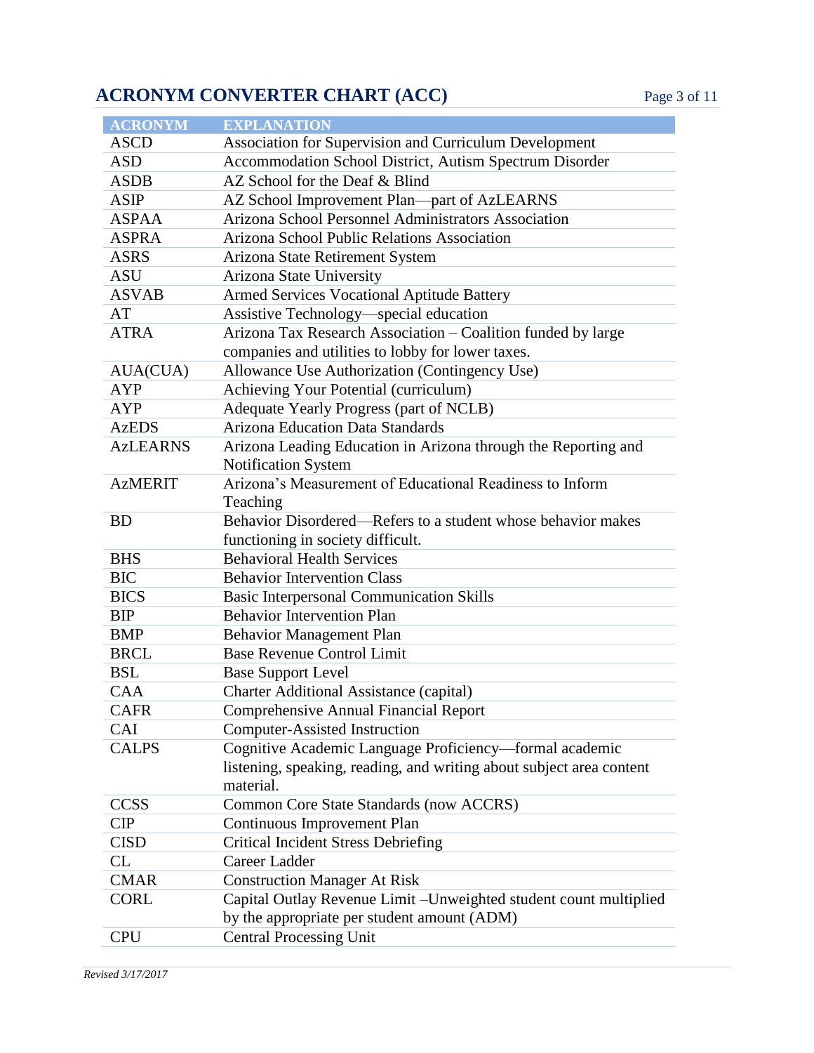## ACRONYM CONVERTER CHART (ACC)

| ACRONYM | EXPLANATION |
|---|---|
| ASCD | Association for Supervision and Curriculum Development |
| ASD | Accommodation School District, Autism Spectrum Disorder |
| ASDB | AZ School for the Deaf & Blind |
| ASIP | AZ School Improvement Plan—part of AzLEARNS |
| ASPAA | Arizona School Personnel Administrators Association |
| ASPRA | Arizona School Public Relations Association |
| ASRS | Arizona State Retirement System |
| ASU | Arizona State University |
| ASVAB | Armed Services Vocational Aptitude Battery |
| AT | Assistive Technology—special education |
| ATRA | Arizona Tax Research Association – Coalition funded by large companies and utilities to lobby for lower taxes. |
| AUA(CUA) | Allowance Use Authorization (Contingency Use) |
| AYP | Achieving Your Potential (curriculum) |
| AYP | Adequate Yearly Progress (part of NCLB) |
| AzEDS | Arizona Education Data Standards |
| AzLEARNS | Arizona Leading Education in Arizona through the Reporting and Notification System |
| AzMERIT | Arizona's Measurement of Educational Readiness to Inform Teaching |
| BD | Behavior Disordered—Refers to a student whose behavior makes functioning in society difficult. |
| BHS | Behavioral Health Services |
| BIC | Behavior Intervention Class |
| BICS | Basic Interpersonal Communication Skills |
| BIP | Behavior Intervention Plan |
| BMP | Behavior Management Plan |
| BRCL | Base Revenue Control Limit |
| BSL | Base Support Level |
| CAA | Charter Additional Assistance (capital) |
| CAFR | Comprehensive Annual Financial Report |
| CAI | Computer-Assisted Instruction |
| CALPS | Cognitive Academic Language Proficiency—formal academic listening, speaking, reading, and writing about subject area content material. |
| CCSS | Common Core State Standards (now ACCRS) |
| CIP | Continuous Improvement Plan |
| CISD | Critical Incident Stress Debriefing |
| CL | Career Ladder |
| CMAR | Construction Manager At Risk |
| CORL | Capital Outlay Revenue Limit –Unweighted student count multiplied by the appropriate per student amount (ADM) |
| CPU | Central Processing Unit |

*Revised 3/17/2017*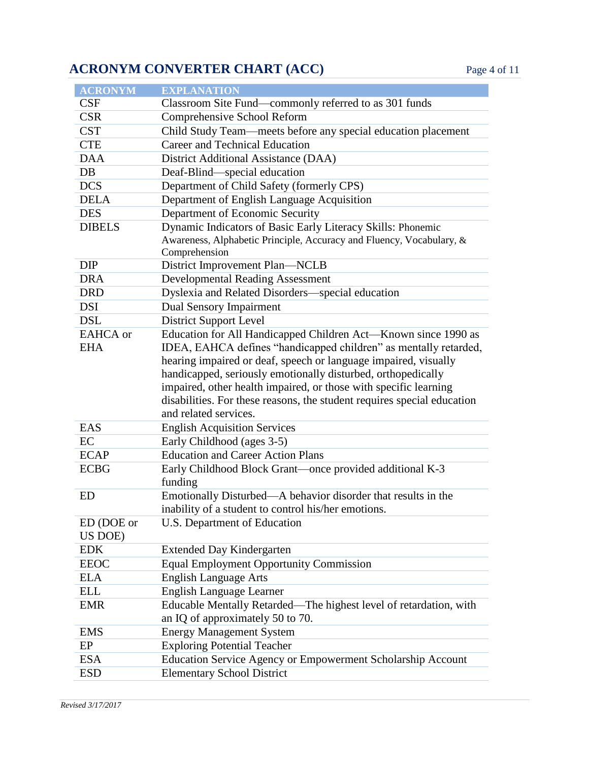# ACRONYM CONVERTER CHART (ACC)

| ACRONYM | EXPLANATION |
|---|---|
| CSF | Classroom Site Fund—commonly referred to as 301 funds |
| CSR | Comprehensive School Reform |
| CST | Child Study Team—meets before any special education placement |
| CTE | Career and Technical Education |
| DAA | District Additional Assistance (DAA) |
| DB | Deaf-Blind—special education |
| DCS | Department of Child Safety (formerly CPS) |
| DELA | Department of English Language Acquisition |
| DES | Department of Economic Security |
| DIBELS | Dynamic Indicators of Basic Early Literacy Skills: Phonemic Awareness, Alphabetic Principle, Accuracy and Fluency, Vocabulary, & Comprehension |
| DIP | District Improvement Plan—NCLB |
| DRA | Developmental Reading Assessment |
| DRD | Dyslexia and Related Disorders—special education |
| DSI | Dual Sensory Impairment |
| DSL | District Support Level |
| EAHCA or EHA | Education for All Handicapped Children Act—Known since 1990 as IDEA, EAHCA defines "handicapped children" as mentally retarded, hearing impaired or deaf, speech or language impaired, visually handicapped, seriously emotionally disturbed, orthopedically impaired, other health impaired, or those with specific learning disabilities. For these reasons, the student requires special education and related services. |
| EAS | English Acquisition Services |
| EC | Early Childhood (ages 3-5) |
| ECAP | Education and Career Action Plans |
| ECBG | Early Childhood Block Grant—once provided additional K-3 funding |
| ED | Emotionally Disturbed—A behavior disorder that results in the inability of a student to control his/her emotions. |
| ED (DOE or US DOE) | U.S. Department of Education |
| EDK | Extended Day Kindergarten |
| EEOC | Equal Employment Opportunity Commission |
| ELA | English Language Arts |
| ELL | English Language Learner |
| EMR | Educable Mentally Retarded—The highest level of retardation, with an IQ of approximately 50 to 70. |
| EMS | Energy Management System |
| EP | Exploring Potential Teacher |
| ESA | Education Service Agency or Empowerment Scholarship Account |
| ESD | Elementary School District |

*Revised 3/17/2017*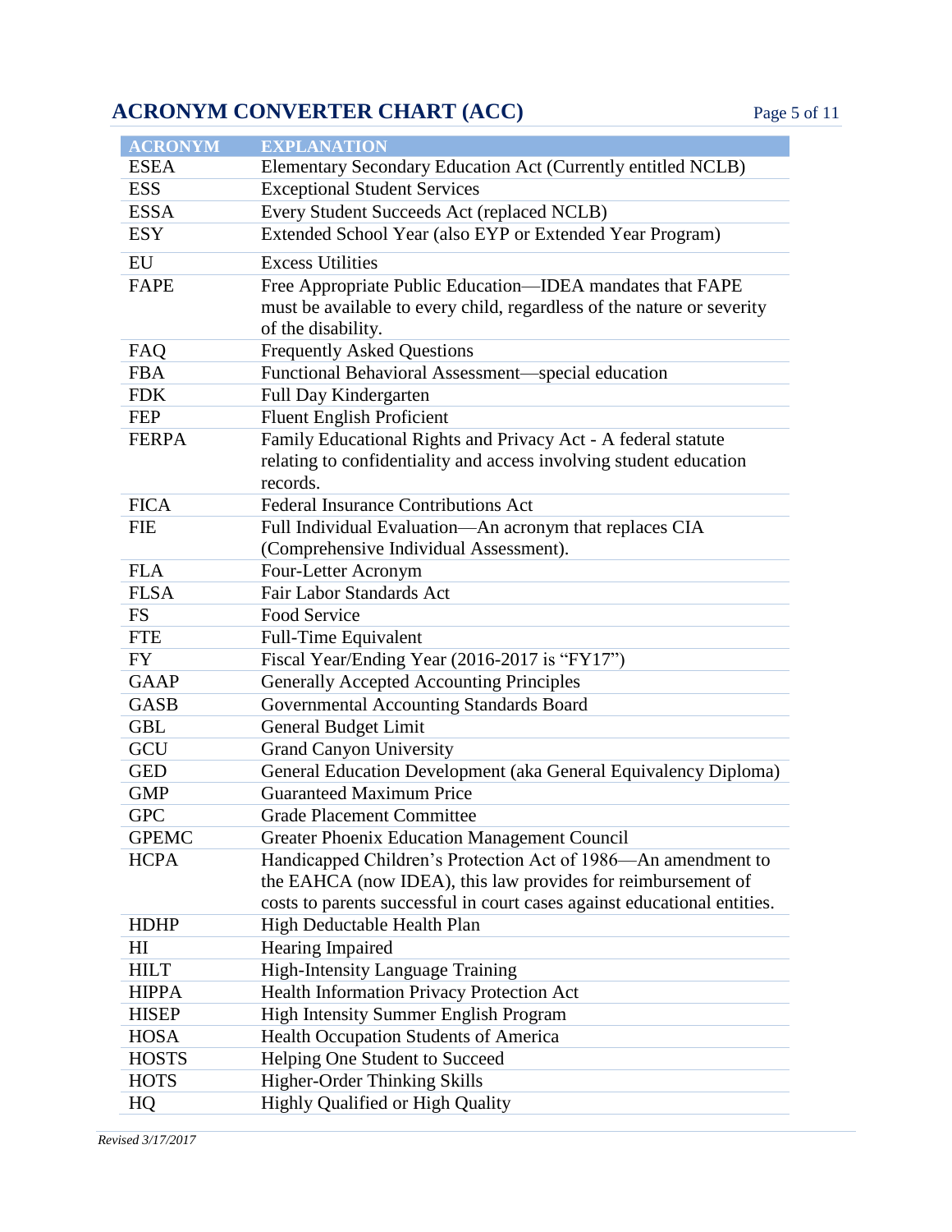## ACRONYM CONVERTER CHART (ACC)

| ACRONYM | EXPLANATION |
| --- | --- |
| ESEA | Elementary Secondary Education Act (Currently entitled NCLB) |
| ESS | Exceptional Student Services |
| ESSA | Every Student Succeeds Act (replaced NCLB) |
| ESY | Extended School Year (also EYP or Extended Year Program) |
| EU | Excess Utilities |
| FAPE | Free Appropriate Public Education—IDEA mandates that FAPE must be available to every child, regardless of the nature or severity of the disability. |
| FAQ | Frequently Asked Questions |
| FBA | Functional Behavioral Assessment—special education |
| FDK | Full Day Kindergarten |
| FEP | Fluent English Proficient |
| FERPA | Family Educational Rights and Privacy Act - A federal statute relating to confidentiality and access involving student education records. |
| FICA | Federal Insurance Contributions Act |
| FIE | Full Individual Evaluation—An acronym that replaces CIA (Comprehensive Individual Assessment). |
| FLA | Four-Letter Acronym |
| FLSA | Fair Labor Standards Act |
| FS | Food Service |
| FTE | Full-Time Equivalent |
| FY | Fiscal Year/Ending Year (2016-2017 is "FY17") |
| GAAP | Generally Accepted Accounting Principles |
| GASB | Governmental Accounting Standards Board |
| GBL | General Budget Limit |
| GCU | Grand Canyon University |
| GED | General Education Development (aka General Equivalency Diploma) |
| GMP | Guaranteed Maximum Price |
| GPC | Grade Placement Committee |
| GPEMC | Greater Phoenix Education Management Council |
| HCPA | Handicapped Children's Protection Act of 1986—An amendment to the EAHCA (now IDEA), this law provides for reimbursement of costs to parents successful in court cases against educational entities. |
| HDHP | High Deductable Health Plan |
| HI | Hearing Impaired |
| HILT | High-Intensity Language Training |
| HIPPA | Health Information Privacy Protection Act |
| HISEP | High Intensity Summer English Program |
| HOSA | Health Occupation Students of America |
| HOSTS | Helping One Student to Succeed |
| HOTS | Higher-Order Thinking Skills |
| HQ | Highly Qualified or High Quality |

*Revised 3/17/2017*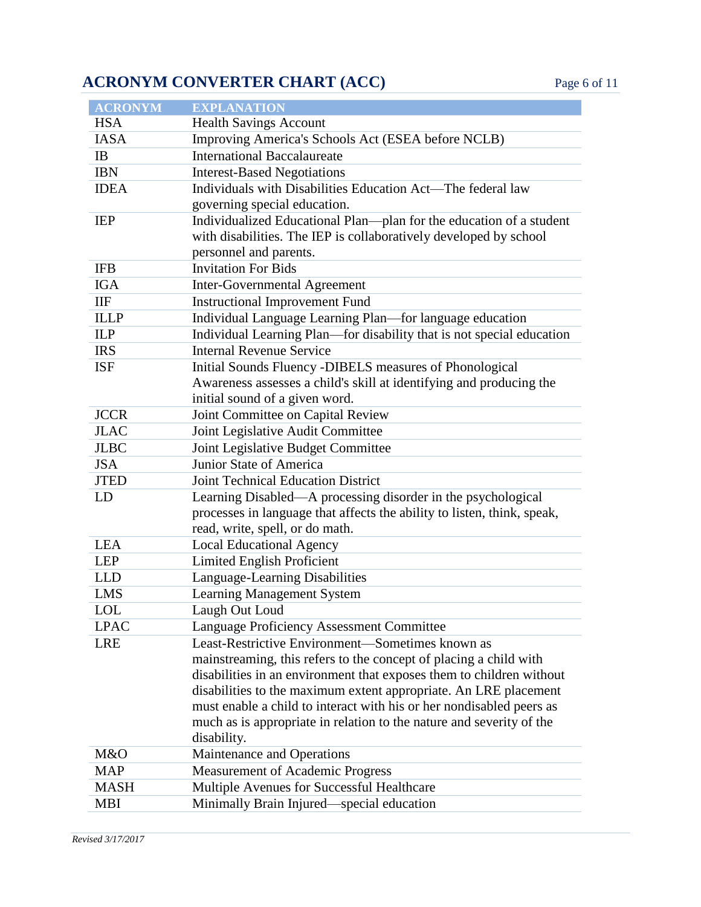# ACRONYM CONVERTER CHART (ACC)

| ACRONYM | EXPLANATION |
|---|---|
| HSA | Health Savings Account |
| IASA | Improving America's Schools Act (ESEA before NCLB) |
| IB | International Baccalaureate |
| IBN | Interest-Based Negotiations |
| IDEA | Individuals with Disabilities Education Act—The federal law governing special education. |
| IEP | Individualized Educational Plan—plan for the education of a student with disabilities. The IEP is collaboratively developed by school personnel and parents. |
| IFB | Invitation For Bids |
| IGA | Inter-Governmental Agreement |
| IIF | Instructional Improvement Fund |
| ILLP | Individual Language Learning Plan—for language education |
| ILP | Individual Learning Plan—for disability that is not special education |
| IRS | Internal Revenue Service |
| ISF | Initial Sounds Fluency -DIBELS measures of Phonological Awareness assesses a child's skill at identifying and producing the initial sound of a given word. |
| JCCR | Joint Committee on Capital Review |
| JLAC | Joint Legislative Audit Committee |
| JLBC | Joint Legislative Budget Committee |
| JSA | Junior State of America |
| JTED | Joint Technical Education District |
| LD | Learning Disabled—A processing disorder in the psychological processes in language that affects the ability to listen, think, speak, read, write, spell, or do math. |
| LEA | Local Educational Agency |
| LEP | Limited English Proficient |
| LLD | Language-Learning Disabilities |
| LMS | Learning Management System |
| LOL | Laugh Out Loud |
| LPAC | Language Proficiency Assessment Committee |
| LRE | Least-Restrictive Environment—Sometimes known as mainstreaming, this refers to the concept of placing a child with disabilities in an environment that exposes them to children without disabilities to the maximum extent appropriate. An LRE placement must enable a child to interact with his or her nondisabled peers as much as is appropriate in relation to the nature and severity of the disability. |
| M&O | Maintenance and Operations |
| MAP | Measurement of Academic Progress |
| MASH | Multiple Avenues for Successful Healthcare |
| MBI | Minimally Brain Injured—special education |

*Revised 3/17/2017*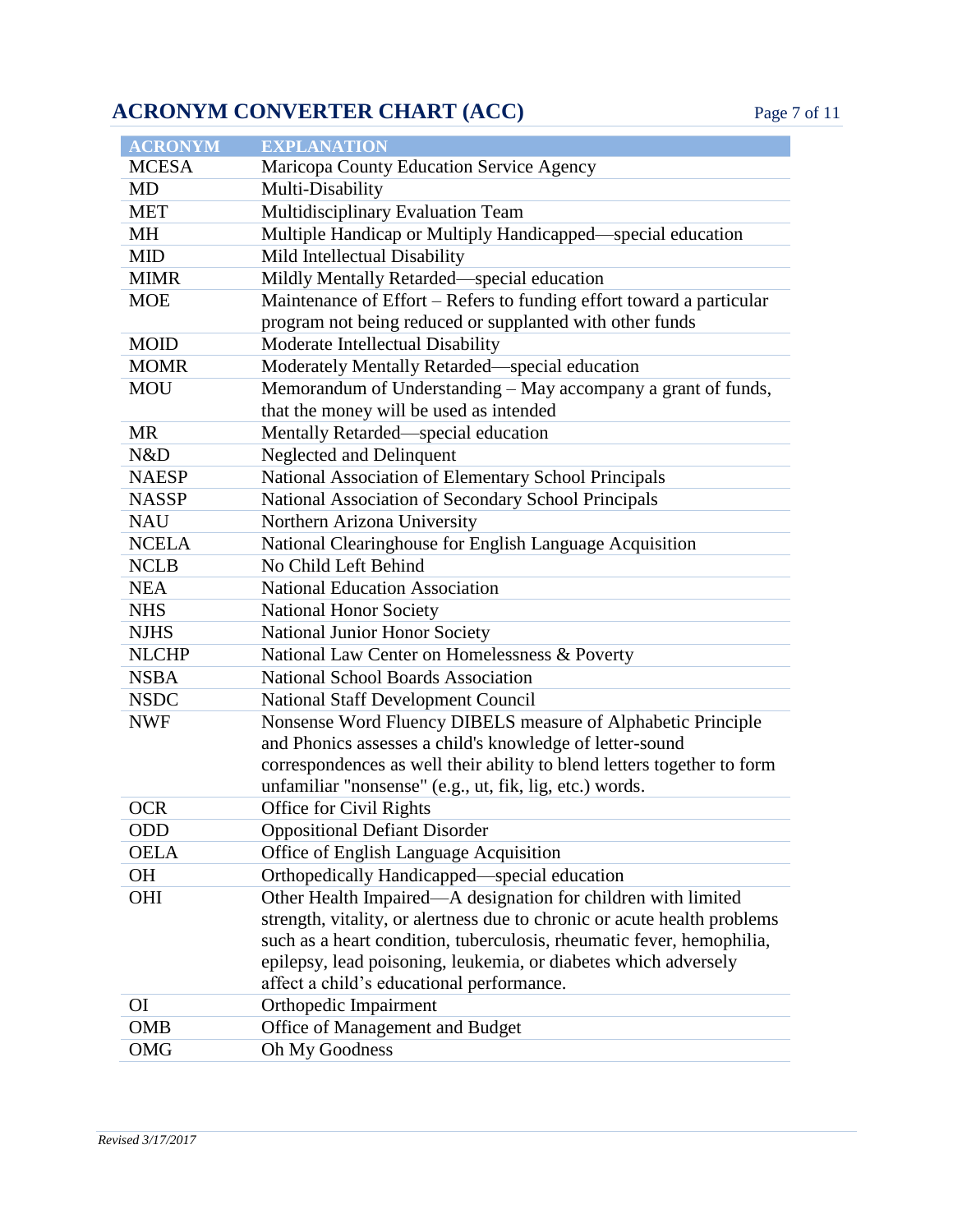## ACRONYM CONVERTER CHART (ACC)

| ACRONYM | EXPLANATION |
|---|---|
| MCESA | Maricopa County Education Service Agency |
| MD | Multi-Disability |
| MET | Multidisciplinary Evaluation Team |
| MH | Multiple Handicap or Multiply Handicapped—special education |
| MID | Mild Intellectual Disability |
| MIMR | Mildly Mentally Retarded—special education |
| MOE | Maintenance of Effort – Refers to funding effort toward a particular program not being reduced or supplanted with other funds |
| MOID | Moderate Intellectual Disability |
| MOMR | Moderately Mentally Retarded—special education |
| MOU | Memorandum of Understanding – May accompany a grant of funds, that the money will be used as intended |
| MR | Mentally Retarded—special education |
| N&D | Neglected and Delinquent |
| NAESP | National Association of Elementary School Principals |
| NASSP | National Association of Secondary School Principals |
| NAU | Northern Arizona University |
| NCELA | National Clearinghouse for English Language Acquisition |
| NCLB | No Child Left Behind |
| NEA | National Education Association |
| NHS | National Honor Society |
| NJHS | National Junior Honor Society |
| NLCHP | National Law Center on Homelessness & Poverty |
| NSBA | National School Boards Association |
| NSDC | National Staff Development Council |
| NWF | Nonsense Word Fluency DIBELS measure of Alphabetic Principle and Phonics assesses a child's knowledge of letter-sound correspondences as well their ability to blend letters together to form unfamiliar "nonsense" (e.g., ut, fik, lig, etc.) words. |
| OCR | Office for Civil Rights |
| ODD | Oppositional Defiant Disorder |
| OELA | Office of English Language Acquisition |
| OH | Orthopedically Handicapped—special education |
| OHI | Other Health Impaired—A designation for children with limited strength, vitality, or alertness due to chronic or acute health problems such as a heart condition, tuberculosis, rheumatic fever, hemophilia, epilepsy, lead poisoning, leukemia, or diabetes which adversely affect a child's educational performance. |
| OI | Orthopedic Impairment |
| OMB | Office of Management and Budget |
| OMG | Oh My Goodness |

*Revised 3/17/2017*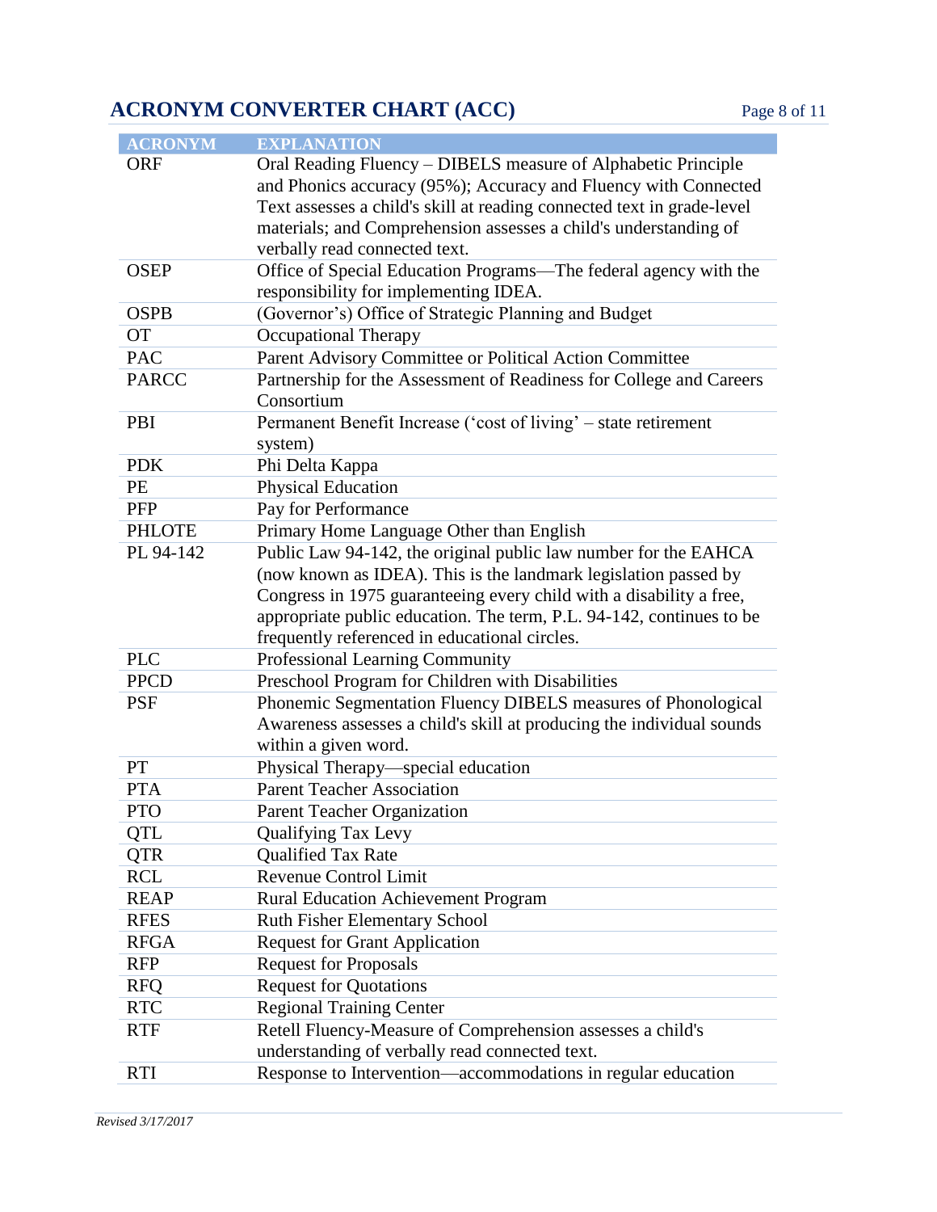## ACRONYM CONVERTER CHART (ACC)

| ACRONYM | EXPLANATION |
|---|---|
| ORF | Oral Reading Fluency – DIBELS measure of Alphabetic Principle and Phonics accuracy (95%); Accuracy and Fluency with Connected Text assesses a child's skill at reading connected text in grade-level materials; and Comprehension assesses a child's understanding of verbally read connected text. |
| OSEP | Office of Special Education Programs—The federal agency with the responsibility for implementing IDEA. |
| OSPB | (Governor's) Office of Strategic Planning and Budget |
| OT | Occupational Therapy |
| PAC | Parent Advisory Committee or Political Action Committee |
| PARCC | Partnership for the Assessment of Readiness for College and Careers Consortium |
| PBI | Permanent Benefit Increase ('cost of living' – state retirement system) |
| PDK | Phi Delta Kappa |
| PE | Physical Education |
| PFP | Pay for Performance |
| PHLOTE | Primary Home Language Other than English |
| PL 94-142 | Public Law 94-142, the original public law number for the EAHCA (now known as IDEA). This is the landmark legislation passed by Congress in 1975 guaranteeing every child with a disability a free, appropriate public education. The term, P.L. 94-142, continues to be frequently referenced in educational circles. |
| PLC | Professional Learning Community |
| PPCD | Preschool Program for Children with Disabilities |
| PSF | Phonemic Segmentation Fluency DIBELS measures of Phonological Awareness assesses a child's skill at producing the individual sounds within a given word. |
| PT | Physical Therapy—special education |
| PTA | Parent Teacher Association |
| PTO | Parent Teacher Organization |
| QTL | Qualifying Tax Levy |
| QTR | Qualified Tax Rate |
| RCL | Revenue Control Limit |
| REAP | Rural Education Achievement Program |
| RFES | Ruth Fisher Elementary School |
| RFGA | Request for Grant Application |
| RFP | Request for Proposals |
| RFQ | Request for Quotations |
| RTC | Regional Training Center |
| RTF | Retell Fluency-Measure of Comprehension assesses a child's understanding of verbally read connected text. |
| RTI | Response to Intervention—accommodations in regular education |

*Revised 3/17/2017*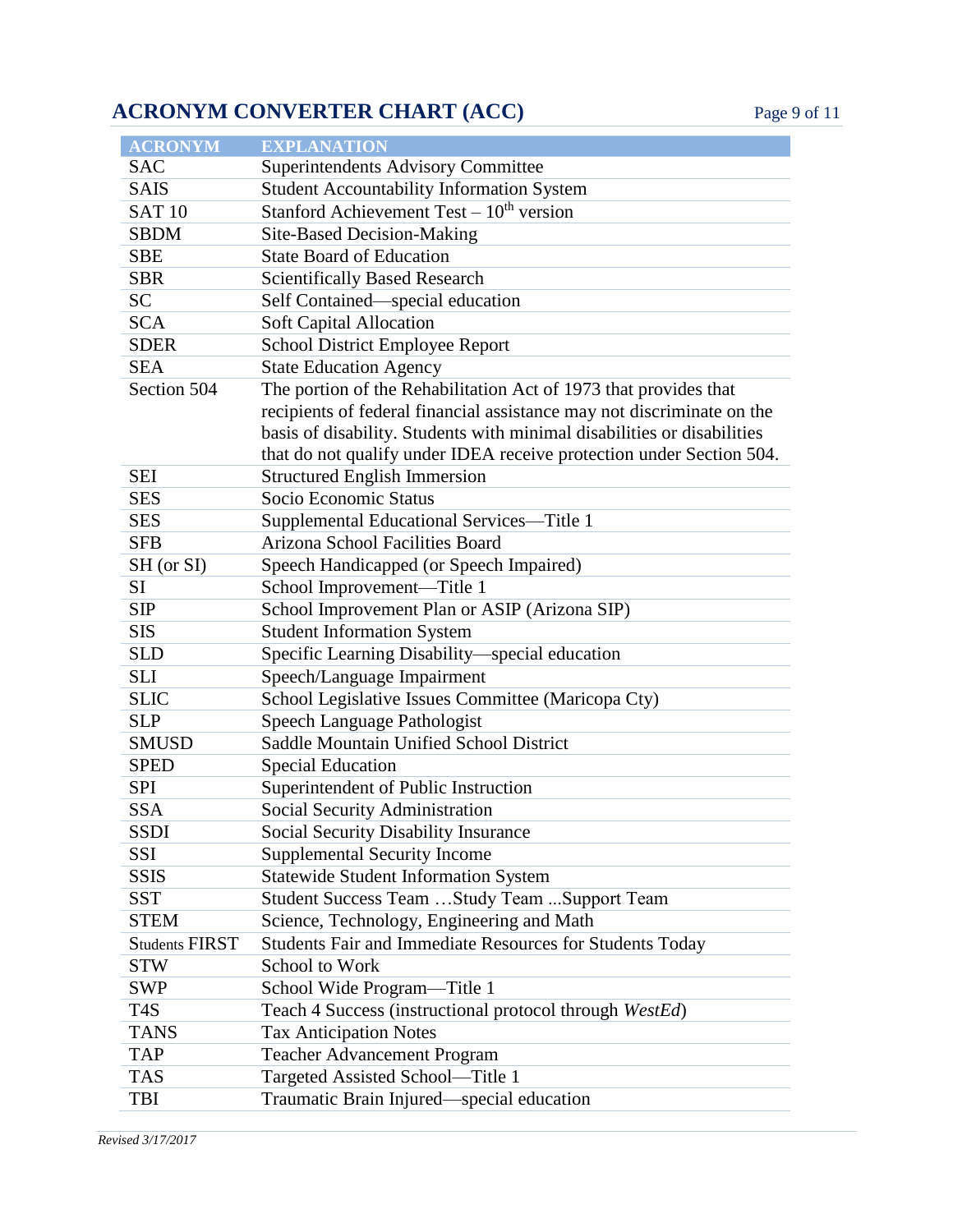## ACRONYM CONVERTER CHART (ACC)

| ACRONYM | EXPLANATION |
|---|---|
| SAC | Superintendents Advisory Committee |
| SAIS | Student Accountability Information System |
| SAT 10 | Stanford Achievement Test – 10th version |
| SBDM | Site-Based Decision-Making |
| SBE | State Board of Education |
| SBR | Scientifically Based Research |
| SC | Self Contained—special education |
| SCA | Soft Capital Allocation |
| SDER | School District Employee Report |
| SEA | State Education Agency |
| Section 504 | The portion of the Rehabilitation Act of 1973 that provides that recipients of federal financial assistance may not discriminate on the basis of disability. Students with minimal disabilities or disabilities that do not qualify under IDEA receive protection under Section 504. |
| SEI | Structured English Immersion |
| SES | Socio Economic Status |
| SES | Supplemental Educational Services—Title 1 |
| SFB | Arizona School Facilities Board |
| SH (or SI) | Speech Handicapped (or Speech Impaired) |
| SI | School Improvement—Title 1 |
| SIP | School Improvement Plan or ASIP (Arizona SIP) |
| SIS | Student Information System |
| SLD | Specific Learning Disability—special education |
| SLI | Speech/Language Impairment |
| SLIC | School Legislative Issues Committee (Maricopa Cty) |
| SLP | Speech Language Pathologist |
| SMUSD | Saddle Mountain Unified School District |
| SPED | Special Education |
| SPI | Superintendent of Public Instruction |
| SSA | Social Security Administration |
| SSDI | Social Security Disability Insurance |
| SSI | Supplemental Security Income |
| SSIS | Statewide Student Information System |
| SST | Student Success Team …Study Team ...Support Team |
| STEM | Science, Technology, Engineering and Math |
| Students FIRST | Students Fair and Immediate Resources for Students Today |
| STW | School to Work |
| SWP | School Wide Program—Title 1 |
| T4S | Teach 4 Success (instructional protocol through *WestEd*) |
| TANS | Tax Anticipation Notes |
| TAP | Teacher Advancement Program |
| TAS | Targeted Assisted School—Title 1 |
| TBI | Traumatic Brain Injured—special education |

*Revised 3/17/2017*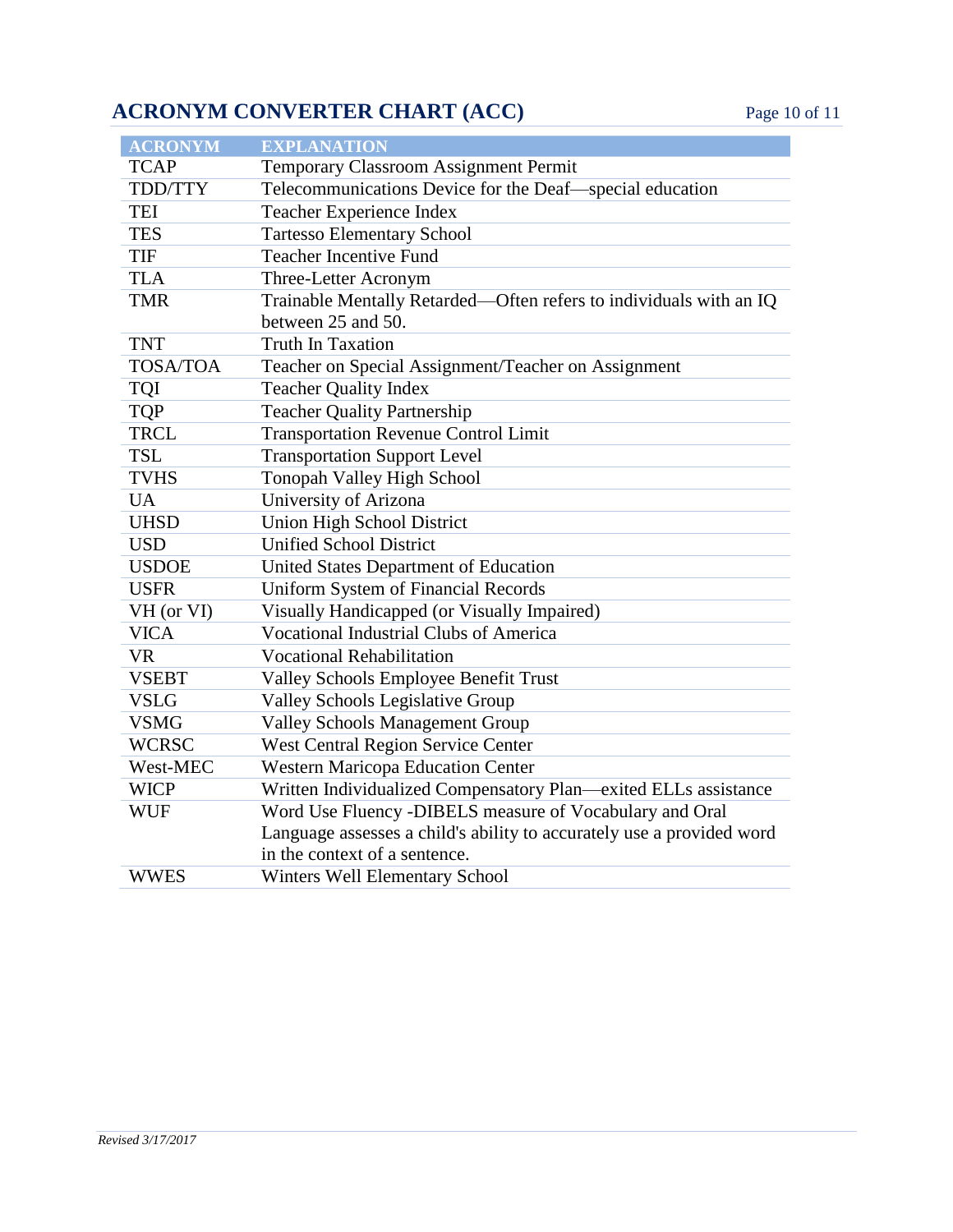# ACRONYM CONVERTER CHART (ACC)

| ACRONYM | EXPLANATION |
|---|---|
| TCAP | Temporary Classroom Assignment Permit |
| TDD/TTY | Telecommunications Device for the Deaf—special education |
| TEI | Teacher Experience Index |
| TES | Tartesso Elementary School |
| TIF | Teacher Incentive Fund |
| TLA | Three-Letter Acronym |
| TMR | Trainable Mentally Retarded—Often refers to individuals with an IQ between 25 and 50. |
| TNT | Truth In Taxation |
| TOSA/TOA | Teacher on Special Assignment/Teacher on Assignment |
| TQI | Teacher Quality Index |
| TQP | Teacher Quality Partnership |
| TRCL | Transportation Revenue Control Limit |
| TSL | Transportation Support Level |
| TVHS | Tonopah Valley High School |
| UA | University of Arizona |
| UHSD | Union High School District |
| USD | Unified School District |
| USDOE | United States Department of Education |
| USFR | Uniform System of Financial Records |
| VH (or VI) | Visually Handicapped (or Visually Impaired) |
| VICA | Vocational Industrial Clubs of America |
| VR | Vocational Rehabilitation |
| VSEBT | Valley Schools Employee Benefit Trust |
| VSLG | Valley Schools Legislative Group |
| VSMG | Valley Schools Management Group |
| WCRSC | West Central Region Service Center |
| West-MEC | Western Maricopa Education Center |
| WICP | Written Individualized Compensatory Plan—exited ELLs assistance |
| WUF | Word Use Fluency -DIBELS measure of Vocabulary and Oral Language assesses a child's ability to accurately use a provided word in the context of a sentence. |
| WWES | Winters Well Elementary School |

*Revised 3/17/2017*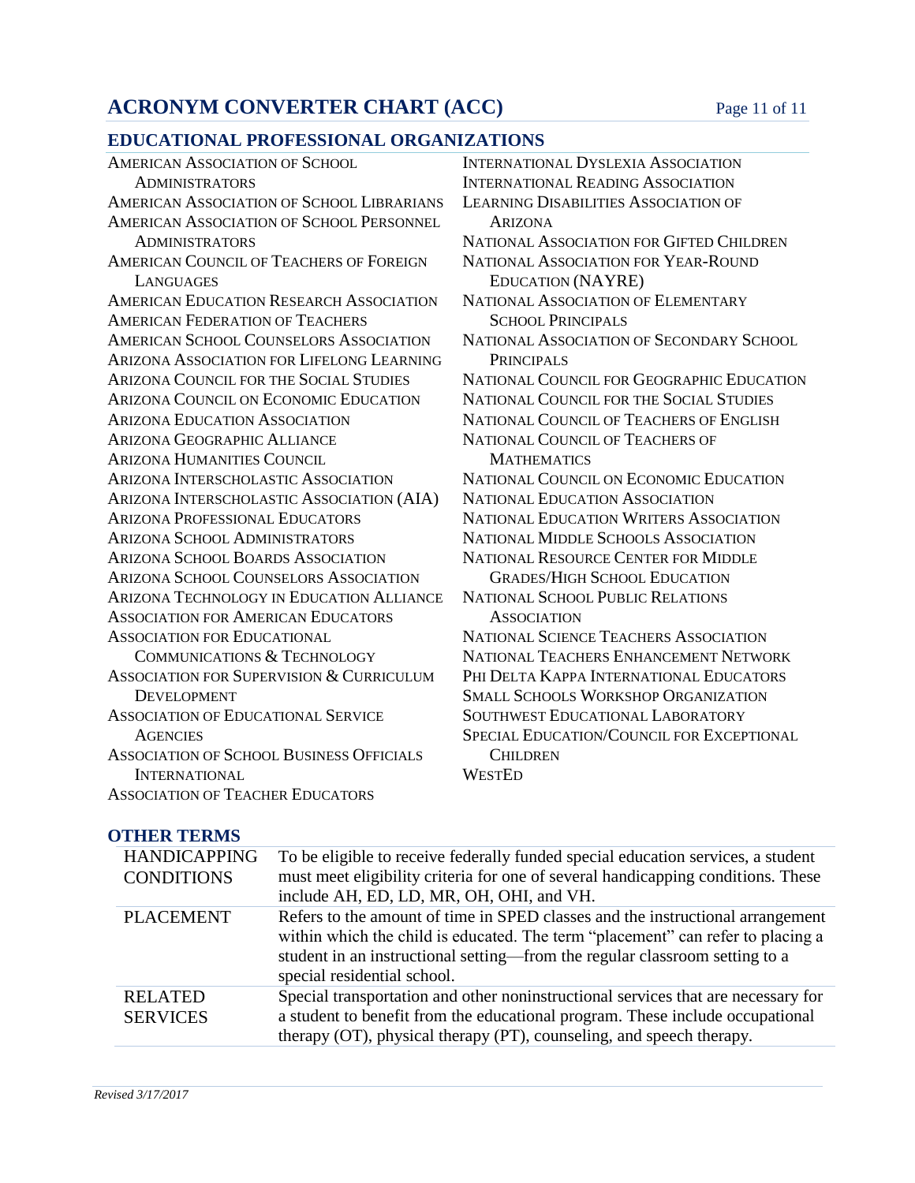# ACRONYM CONVERTER CHART (ACC)

## EDUCATIONAL PROFESSIONAL ORGANIZATIONS

American Association of School Administrators
American Association of School Librarians
American Association of School Personnel Administrators
American Council of Teachers of Foreign Languages
American Education Research Association
American Federation of Teachers
American School Counselors Association
Arizona Association for Lifelong Learning
Arizona Council for the Social Studies
Arizona Council on Economic Education
Arizona Education Association
Arizona Geographic Alliance
Arizona Humanities Council
Arizona Interscholastic Association
Arizona Interscholastic Association (AIA)
Arizona Professional Educators
Arizona School Administrators
Arizona School Boards Association
Arizona School Counselors Association
Arizona Technology in Education Alliance
Association for American Educators
Association for Educational Communications & Technology
Association for Supervision & Curriculum Development
Association of Educational Service Agencies
Association of School Business Officials International
Association of Teacher Educators
International Dyslexia Association
International Reading Association
Learning Disabilities Association of Arizona
National Association for Gifted Children
National Association for Year-Round Education (NAYRE)
National Association of Elementary School Principals
National Association of Secondary School Principals
National Council for Geographic Education
National Council for the Social Studies
National Council of Teachers of English
National Council of Teachers of Mathematics
National Council on Economic Education
National Education Association
National Education Writers Association
National Middle Schools Association
National Resource Center for Middle Grades/High School Education
National School Public Relations Association
National Science Teachers Association
National Teachers Enhancement Network
Phi Delta Kappa International Educators
Small Schools Workshop Organization
Southwest Educational Laboratory
Special Education/Council for Exceptional Children
WestEd

## OTHER TERMS

| | |
|---|---|
| HANDICAPPING CONDITIONS | To be eligible to receive federally funded special education services, a student must meet eligibility criteria for one of several handicapping conditions. These include AH, ED, LD, MR, OH, OHI, and VH. |
| PLACEMENT | Refers to the amount of time in SPED classes and the instructional arrangement within which the child is educated. The term "placement" can refer to placing a student in an instructional setting—from the regular classroom setting to a special residential school. |
| RELATED SERVICES | Special transportation and other noninstructional services that are necessary for a student to benefit from the educational program. These include occupational therapy (OT), physical therapy (PT), counseling, and speech therapy. |

*Revised 3/17/2017*